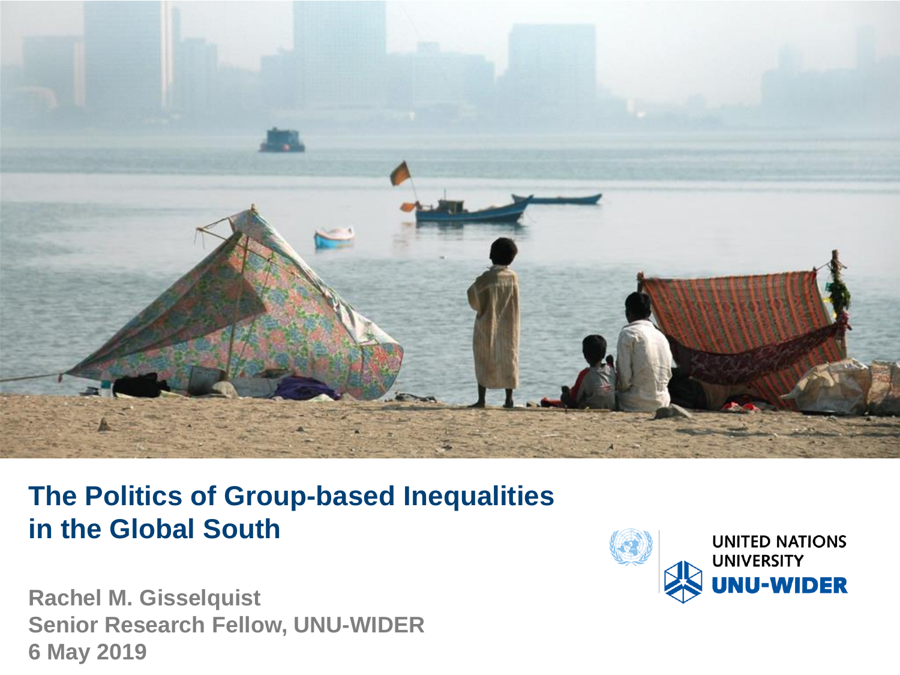# The Politics of Group-based Inequalities in the Global South

**Rachel M. Gisselquist**
**Senior Research Fellow, UNU-WIDER**
**6 May 2019**

UNITED NATIONS UNIVERSITY
UNU-WIDER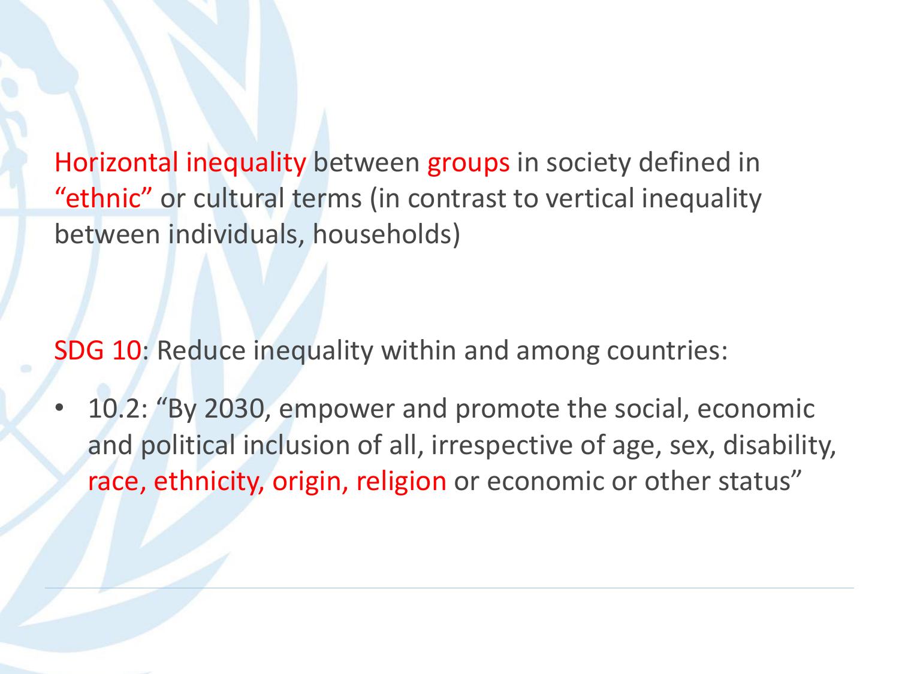Horizontal inequality between groups in society defined in "ethnic" or cultural terms (in contrast to vertical inequality between individuals, households)

SDG 10: Reduce inequality within and among countries:

- 10.2: "By 2030, empower and promote the social, economic and political inclusion of all, irrespective of age, sex, disability, race, ethnicity, origin, religion or economic or other status"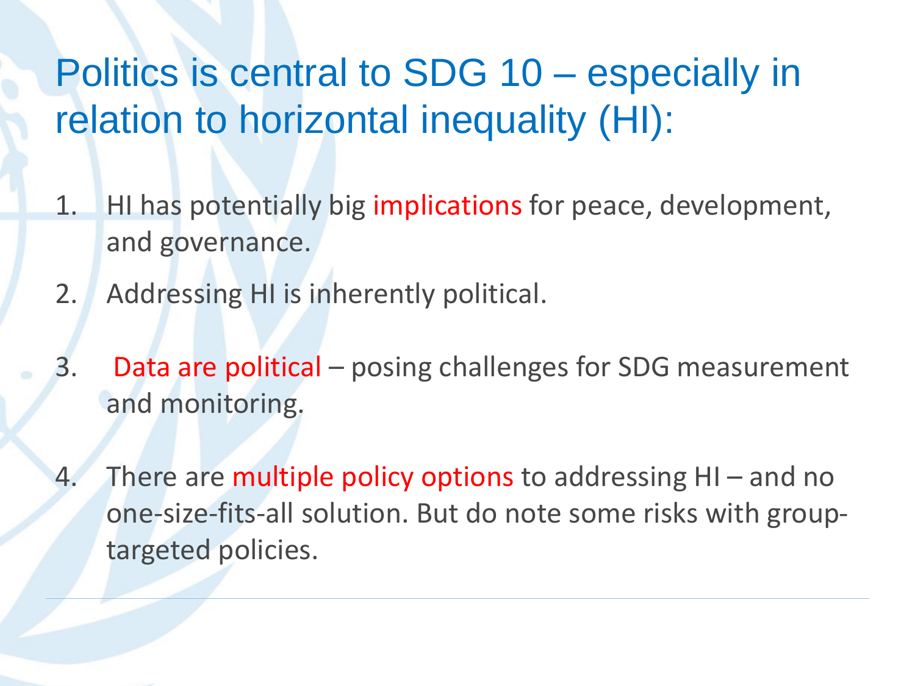# Politics is central to SDG 10 – especially in relation to horizontal inequality (HI):

1. HI has potentially big implications for peace, development, and governance.
2. Addressing HI is inherently political.
3. Data are political – posing challenges for SDG measurement and monitoring.
4. There are multiple policy options to addressing HI – and no one-size-fits-all solution. But do note some risks with group-targeted policies.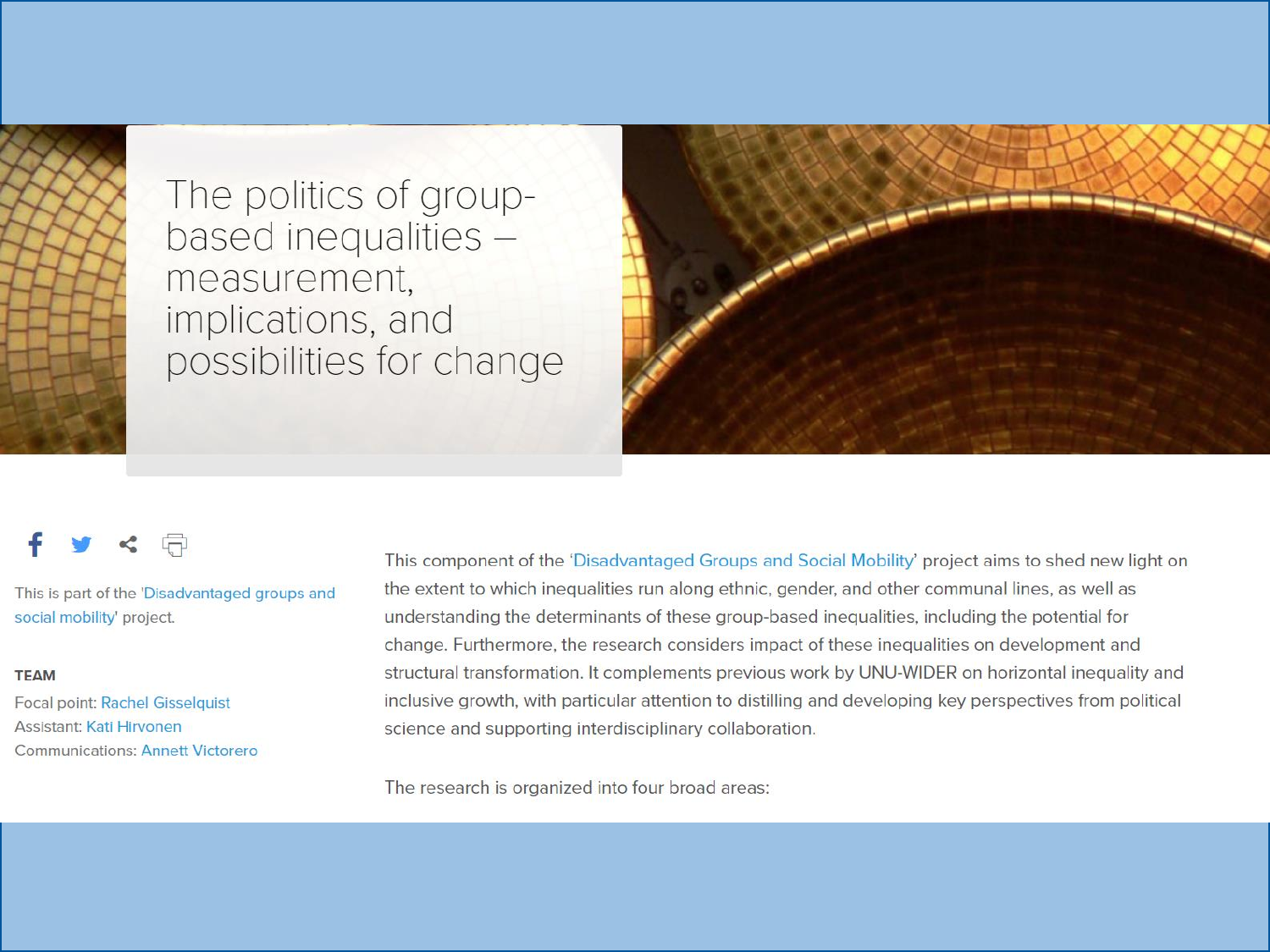# The politics of group-based inequalities – measurement, implications, and possibilities for change

This is part of the 'Disadvantaged groups and social mobility' project.

**TEAM**

Focal point: Rachel Gisselquist
Assistant: Kati Hirvonen
Communications: Annett Victorero

This component of the 'Disadvantaged Groups and Social Mobility' project aims to shed new light on the extent to which inequalities run along ethnic, gender, and other communal lines, as well as understanding the determinants of these group-based inequalities, including the potential for change. Furthermore, the research considers impact of these inequalities on development and structural transformation. It complements previous work by UNU-WIDER on horizontal inequality and inclusive growth, with particular attention to distilling and developing key perspectives from political science and supporting interdisciplinary collaboration.

The research is organized into four broad areas: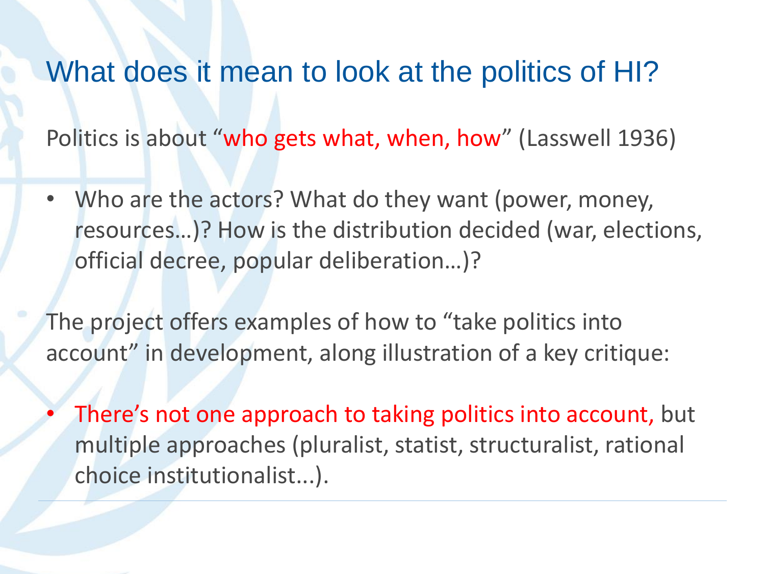## What does it mean to look at the politics of HI?

Politics is about "who gets what, when, how" (Lasswell 1936)

- Who are the actors? What do they want (power, money, resources…)? How is the distribution decided (war, elections, official decree, popular deliberation…)?

The project offers examples of how to "take politics into account" in development, along illustration of a key critique:

- There's not one approach to taking politics into account, but multiple approaches (pluralist, statist, structuralist, rational choice institutionalist...).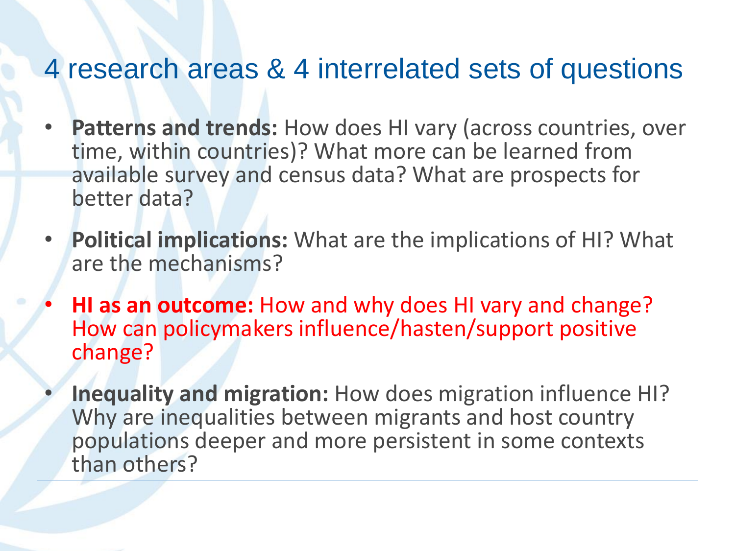# 4 research areas & 4 interrelated sets of questions

- **Patterns and trends:** How does HI vary (across countries, over time, within countries)? What more can be learned from available survey and census data? What are prospects for better data?
- **Political implications:** What are the implications of HI? What are the mechanisms?
- **HI as an outcome:** How and why does HI vary and change? How can policymakers influence/hasten/support positive change?
- **Inequality and migration:** How does migration influence HI? Why are inequalities between migrants and host country populations deeper and more persistent in some contexts than others?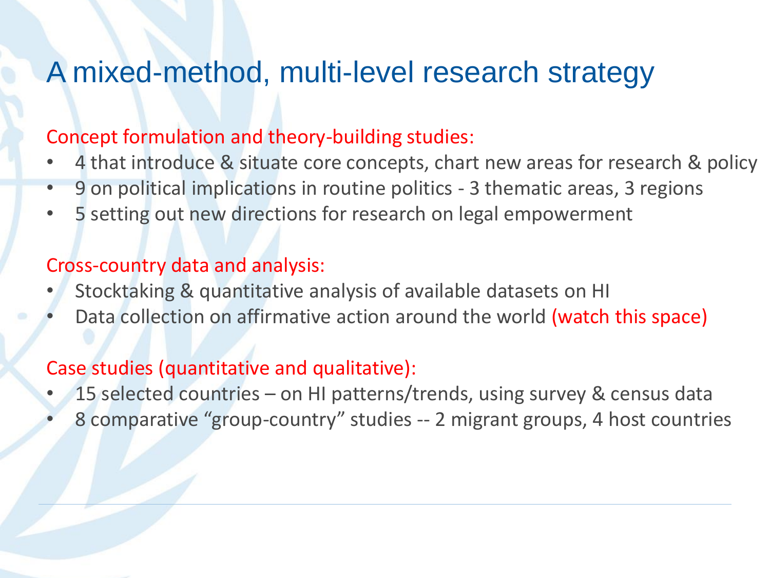# A mixed-method, multi-level research strategy

Concept formulation and theory-building studies:

- 4 that introduce & situate core concepts, chart new areas for research & policy
- 9 on political implications in routine politics - 3 thematic areas, 3 regions
- 5 setting out new directions for research on legal empowerment

Cross-country data and analysis:

- Stocktaking & quantitative analysis of available datasets on HI
- Data collection on affirmative action around the world (watch this space)

Case studies (quantitative and qualitative):

- 15 selected countries – on HI patterns/trends, using survey & census data
- 8 comparative "group-country" studies -- 2 migrant groups, 4 host countries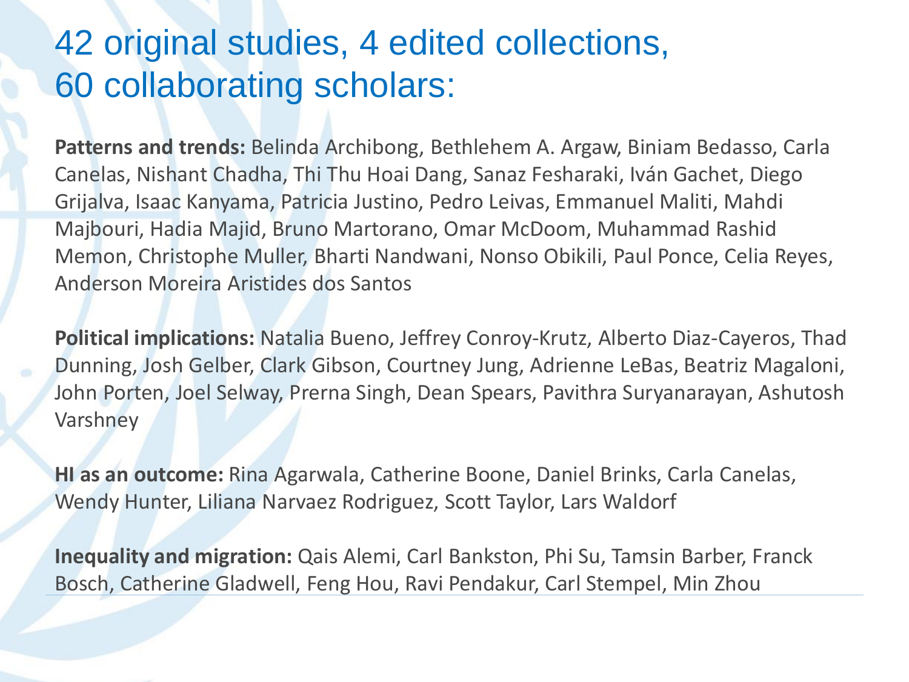# 42 original studies, 4 edited collections, 60 collaborating scholars:

**Patterns and trends:** Belinda Archibong, Bethlehem A. Argaw, Biniam Bedasso, Carla Canelas, Nishant Chadha, Thi Thu Hoai Dang, Sanaz Fesharaki, Iván Gachet, Diego Grijalva, Isaac Kanyama, Patricia Justino, Pedro Leivas, Emmanuel Maliti, Mahdi Majbouri, Hadia Majid, Bruno Martorano, Omar McDoom, Muhammad Rashid Memon, Christophe Muller, Bharti Nandwani, Nonso Obikili, Paul Ponce, Celia Reyes, Anderson Moreira Aristides dos Santos

**Political implications:** Natalia Bueno, Jeffrey Conroy-Krutz, Alberto Diaz-Cayeros, Thad Dunning, Josh Gelber, Clark Gibson, Courtney Jung, Adrienne LeBas, Beatriz Magaloni, John Porten, Joel Selway, Prerna Singh, Dean Spears, Pavithra Suryanarayan, Ashutosh Varshney

**HI as an outcome:** Rina Agarwala, Catherine Boone, Daniel Brinks, Carla Canelas, Wendy Hunter, Liliana Narvaez Rodriguez, Scott Taylor, Lars Waldorf

**Inequality and migration:** Qais Alemi, Carl Bankston, Phi Su, Tamsin Barber, Franck Bosch, Catherine Gladwell, Feng Hou, Ravi Pendakur, Carl Stempel, Min Zhou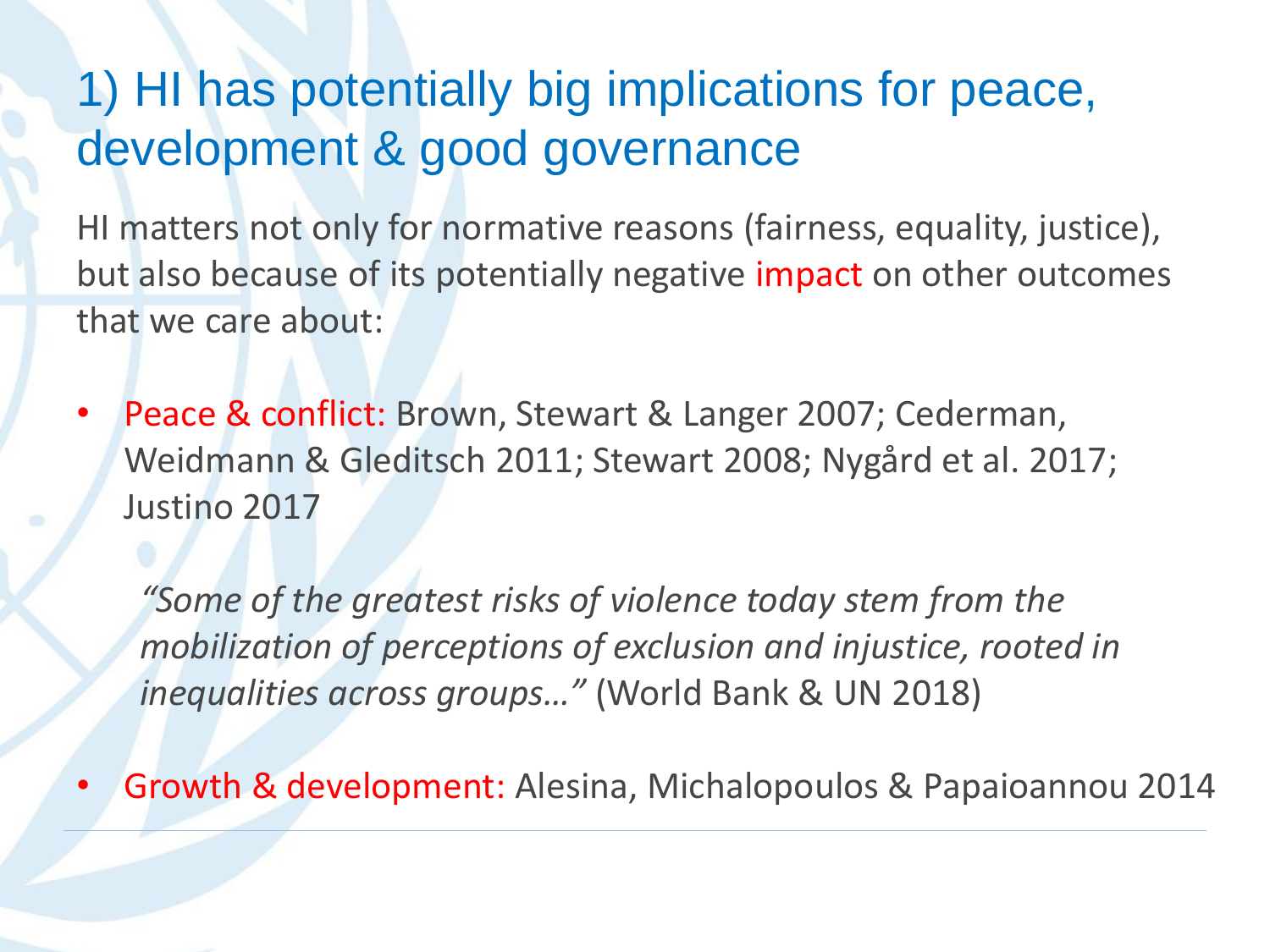# 1) HI has potentially big implications for peace, development & good governance

HI matters not only for normative reasons (fairness, equality, justice), but also because of its potentially negative impact on other outcomes that we care about:

- Peace & conflict: Brown, Stewart & Langer 2007; Cederman, Weidmann & Gleditsch 2011; Stewart 2008; Nygård et al. 2017; Justino 2017

  *"Some of the greatest risks of violence today stem from the mobilization of perceptions of exclusion and injustice, rooted in inequalities across groups…"* (World Bank & UN 2018)

- Growth & development: Alesina, Michalopoulos & Papaioannou 2014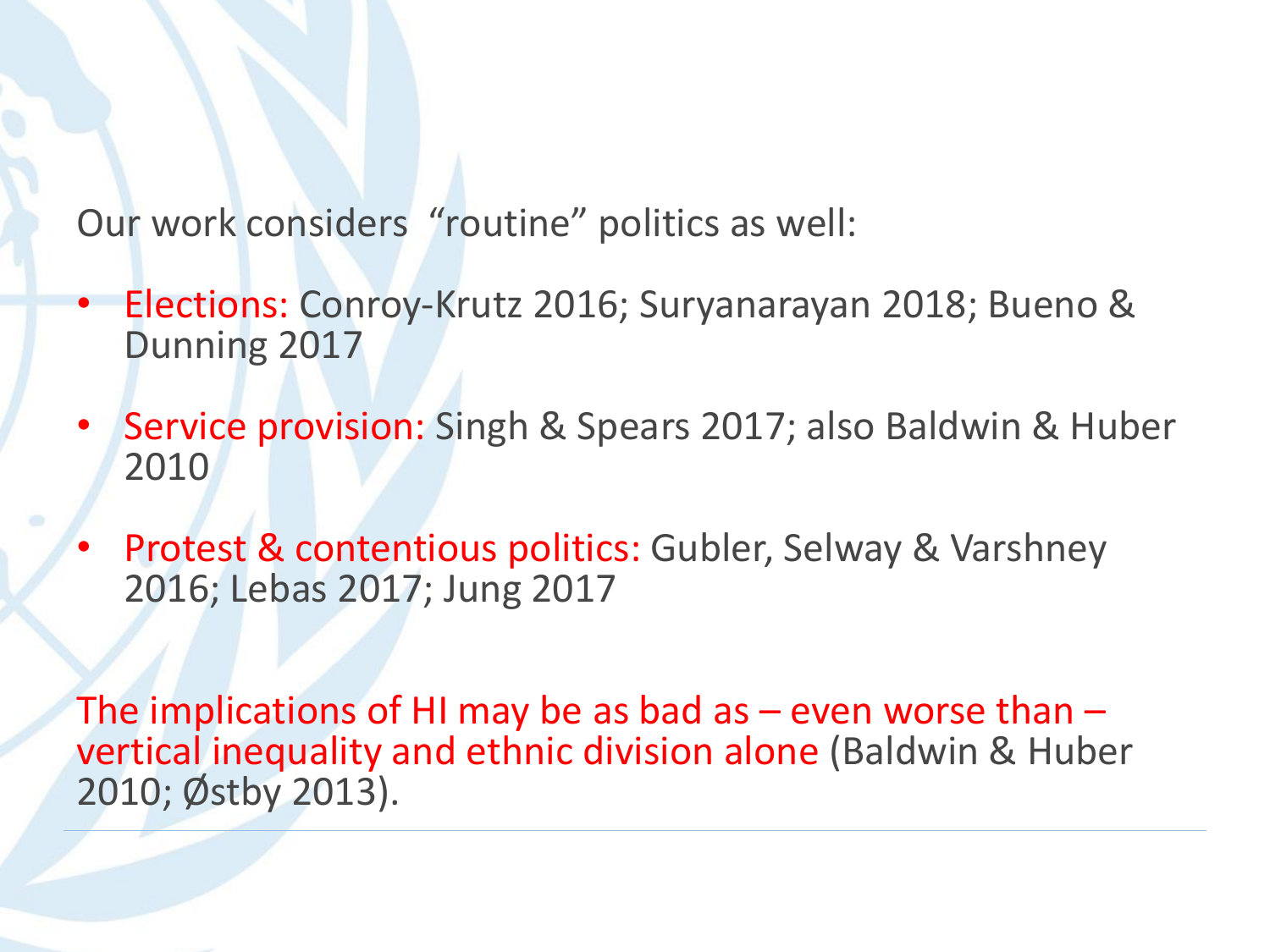Our work considers "routine" politics as well:

- Elections: Conroy-Krutz 2016; Suryanarayan 2018; Bueno & Dunning 2017
- Service provision: Singh & Spears 2017; also Baldwin & Huber 2010
- Protest & contentious politics: Gubler, Selway & Varshney 2016; Lebas 2017; Jung 2017

The implications of HI may be as bad as – even worse than – vertical inequality and ethnic division alone (Baldwin & Huber 2010; Østby 2013).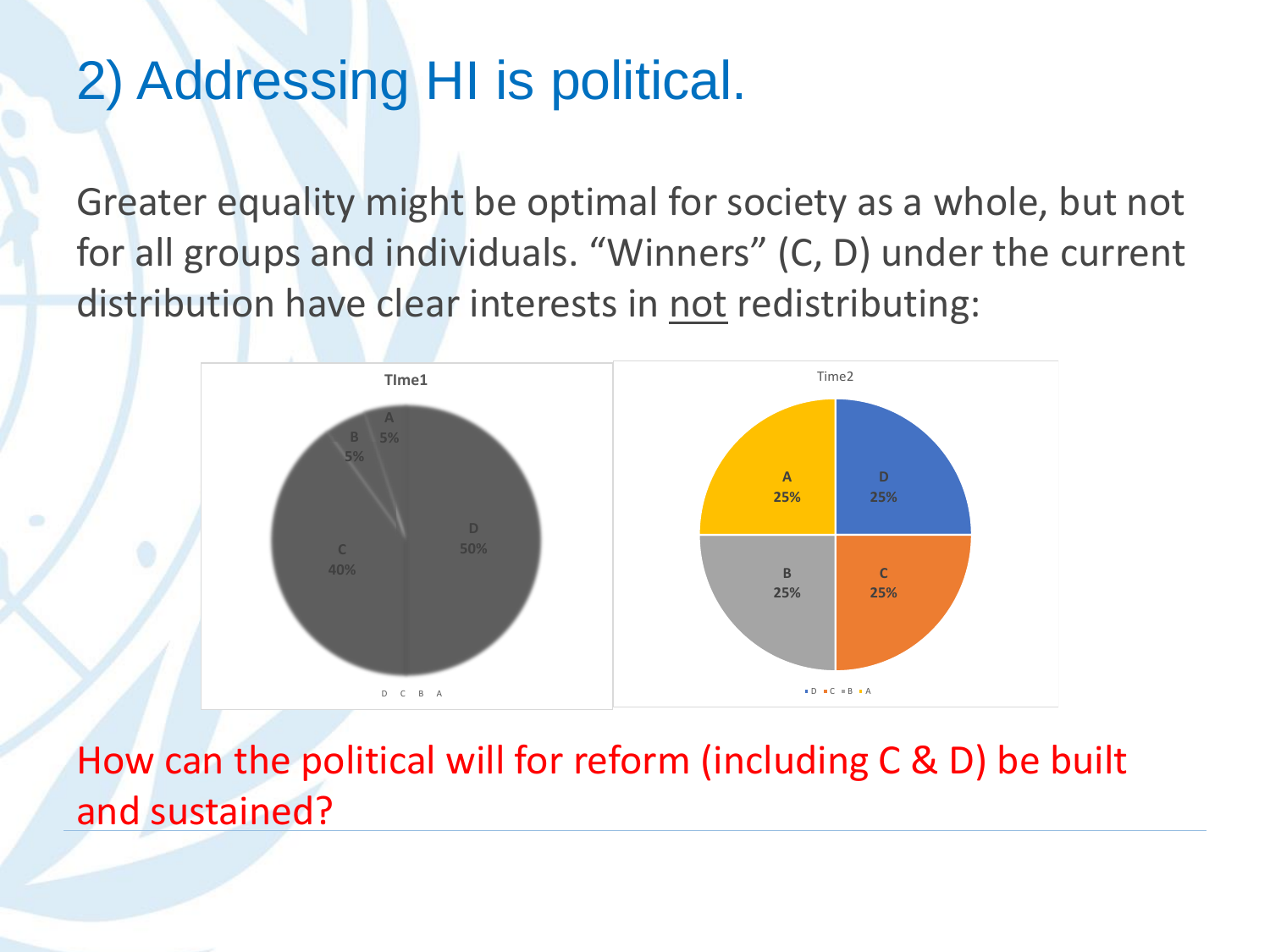# 2) Addressing HI is political.

Greater equality might be optimal for society as a whole, but not for all groups and individuals. "Winners" (C, D) under the current distribution have clear interests in <u>not</u> redistributing:

**TIme1**

A 5%

B 5%

C 40%

D 50%

D C B A

Time2

A 25%

D 25%

B 25%

C 25%

D C B A

How can the political will for reform (including C & D) be built and sustained?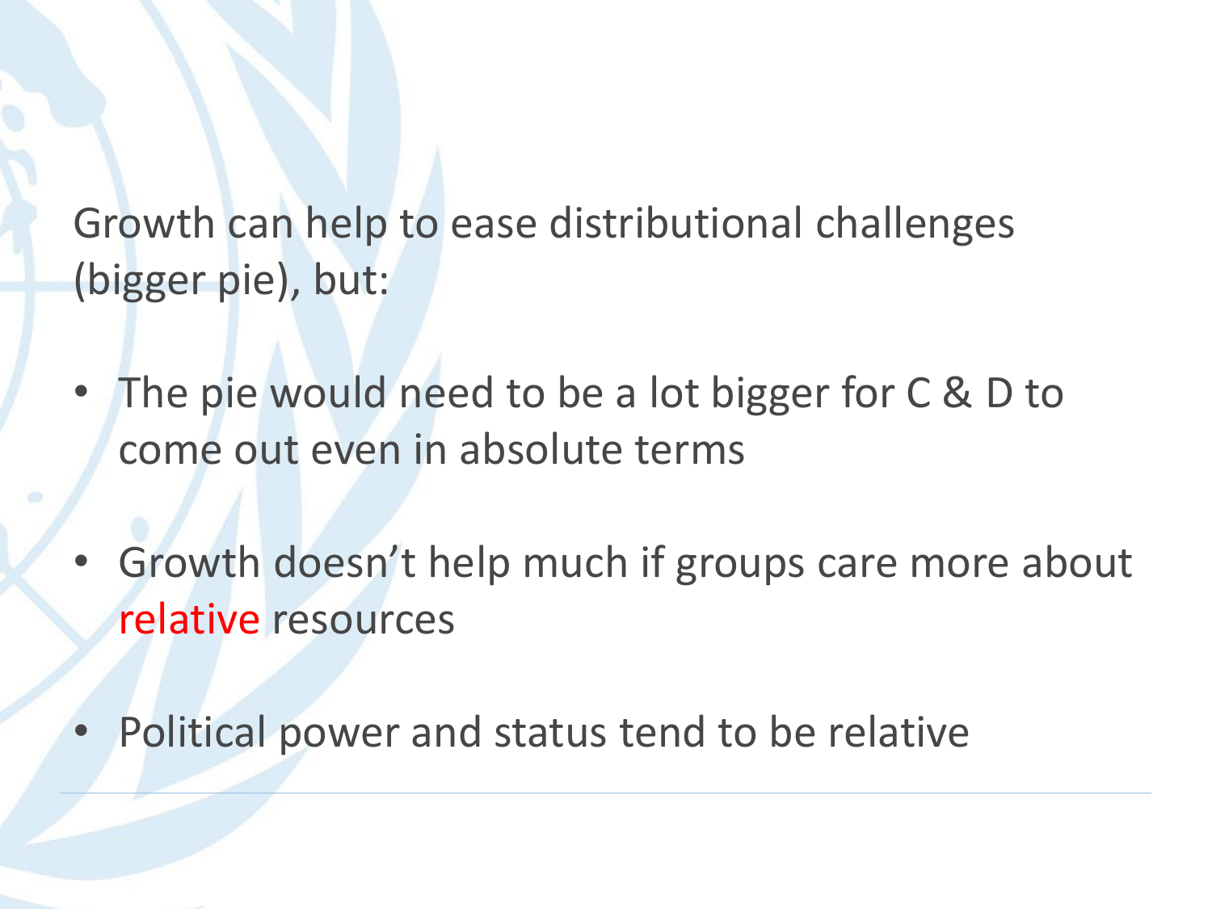Growth can help to ease distributional challenges (bigger pie), but:

- The pie would need to be a lot bigger for C & D to come out even in absolute terms
- Growth doesn't help much if groups care more about relative resources
- Political power and status tend to be relative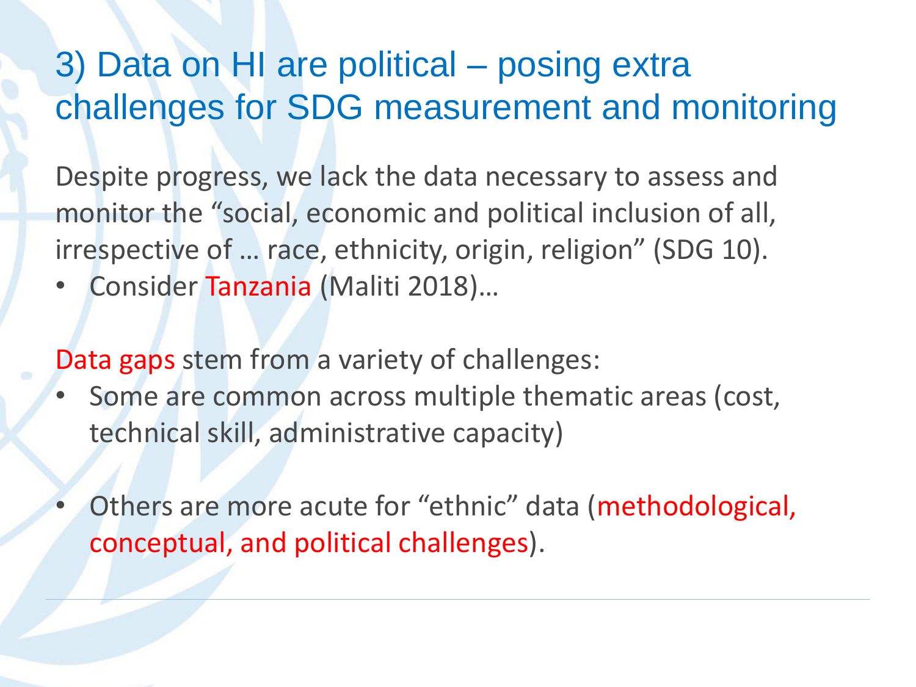# 3) Data on HI are political – posing extra challenges for SDG measurement and monitoring

Despite progress, we lack the data necessary to assess and monitor the "social, economic and political inclusion of all, irrespective of … race, ethnicity, origin, religion" (SDG 10).

- Consider Tanzania (Maliti 2018)…

Data gaps stem from a variety of challenges:

- Some are common across multiple thematic areas (cost, technical skill, administrative capacity)
- Others are more acute for "ethnic" data (methodological, conceptual, and political challenges).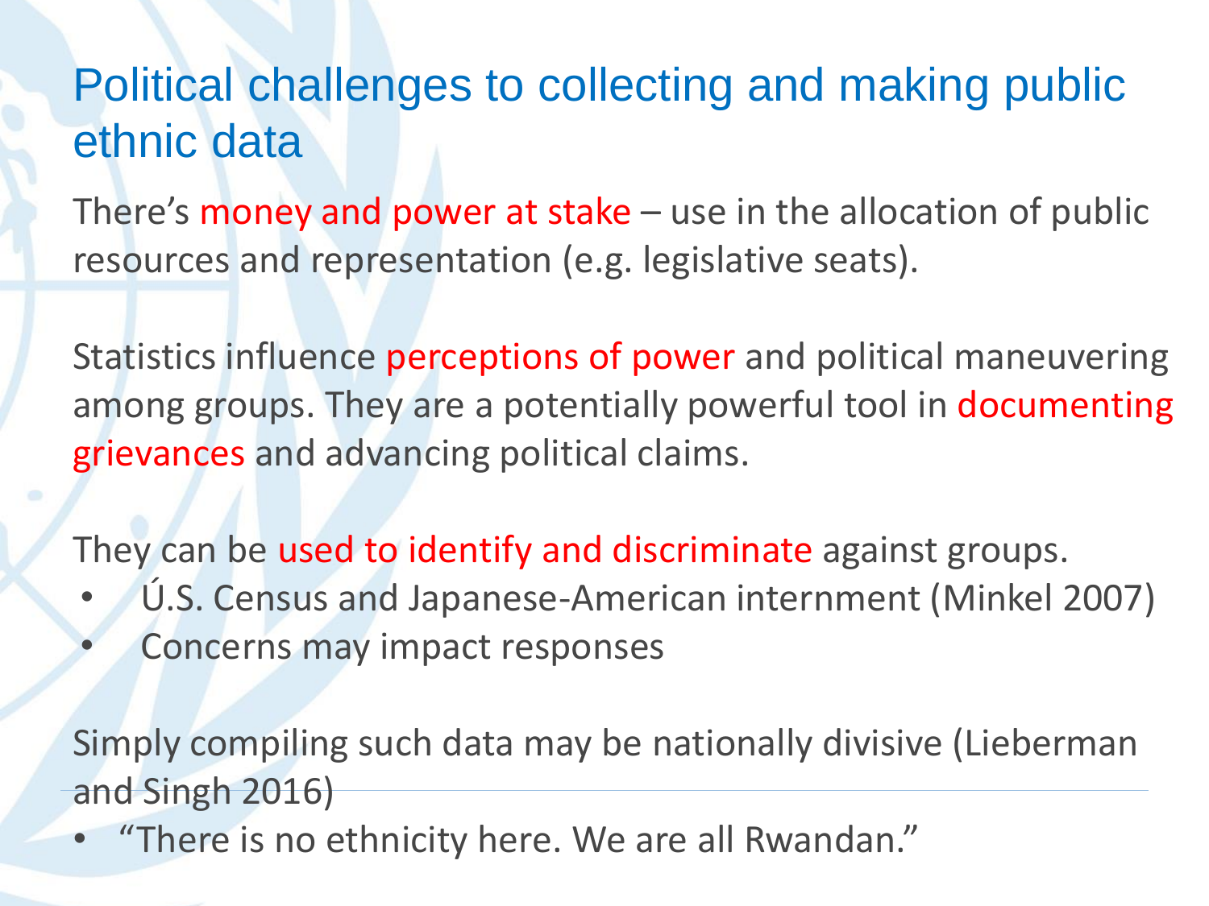# Political challenges to collecting and making public ethnic data

There's money and power at stake – use in the allocation of public resources and representation (e.g. legislative seats).

Statistics influence perceptions of power and political maneuvering among groups. They are a potentially powerful tool in documenting grievances and advancing political claims.

They can be used to identify and discriminate against groups.

- Ú.S. Census and Japanese-American internment (Minkel 2007)
- Concerns may impact responses

Simply compiling such data may be nationally divisive (Lieberman and Singh 2016)

- "There is no ethnicity here. We are all Rwandan."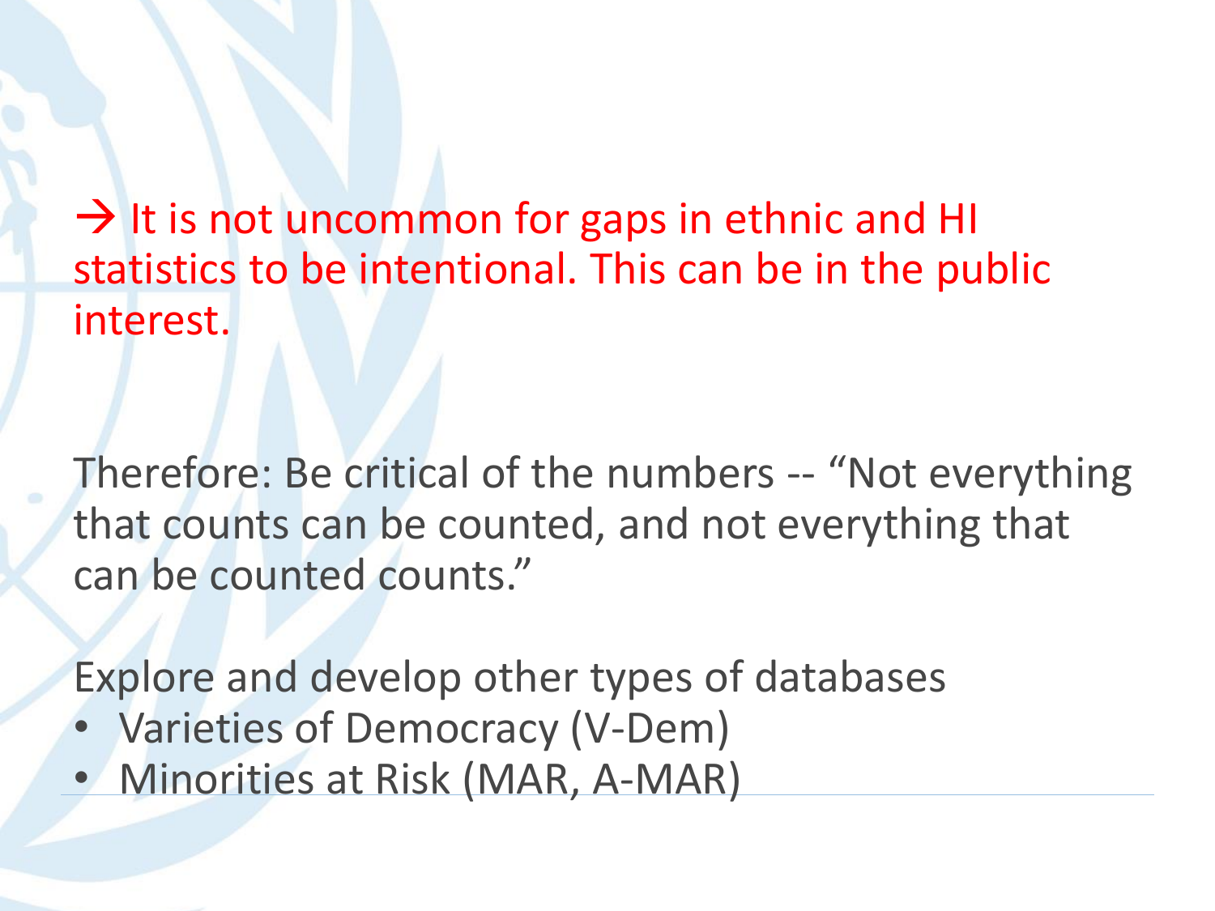→ It is not uncommon for gaps in ethnic and HI statistics to be intentional. This can be in the public interest.

Therefore: Be critical of the numbers -- “Not everything that counts can be counted, and not everything that can be counted counts.”

Explore and develop other types of databases

- Varieties of Democracy (V-Dem)
- Minorities at Risk (MAR, A-MAR)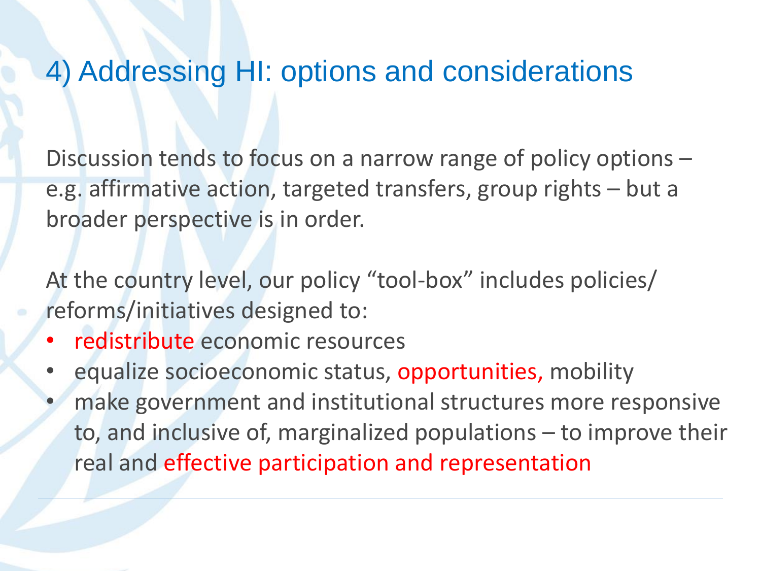# 4) Addressing HI: options and considerations

Discussion tends to focus on a narrow range of policy options – e.g. affirmative action, targeted transfers, group rights – but a broader perspective is in order.

At the country level, our policy "tool-box" includes policies/ reforms/initiatives designed to:

- redistribute economic resources
- equalize socioeconomic status, opportunities, mobility
- make government and institutional structures more responsive to, and inclusive of, marginalized populations – to improve their real and effective participation and representation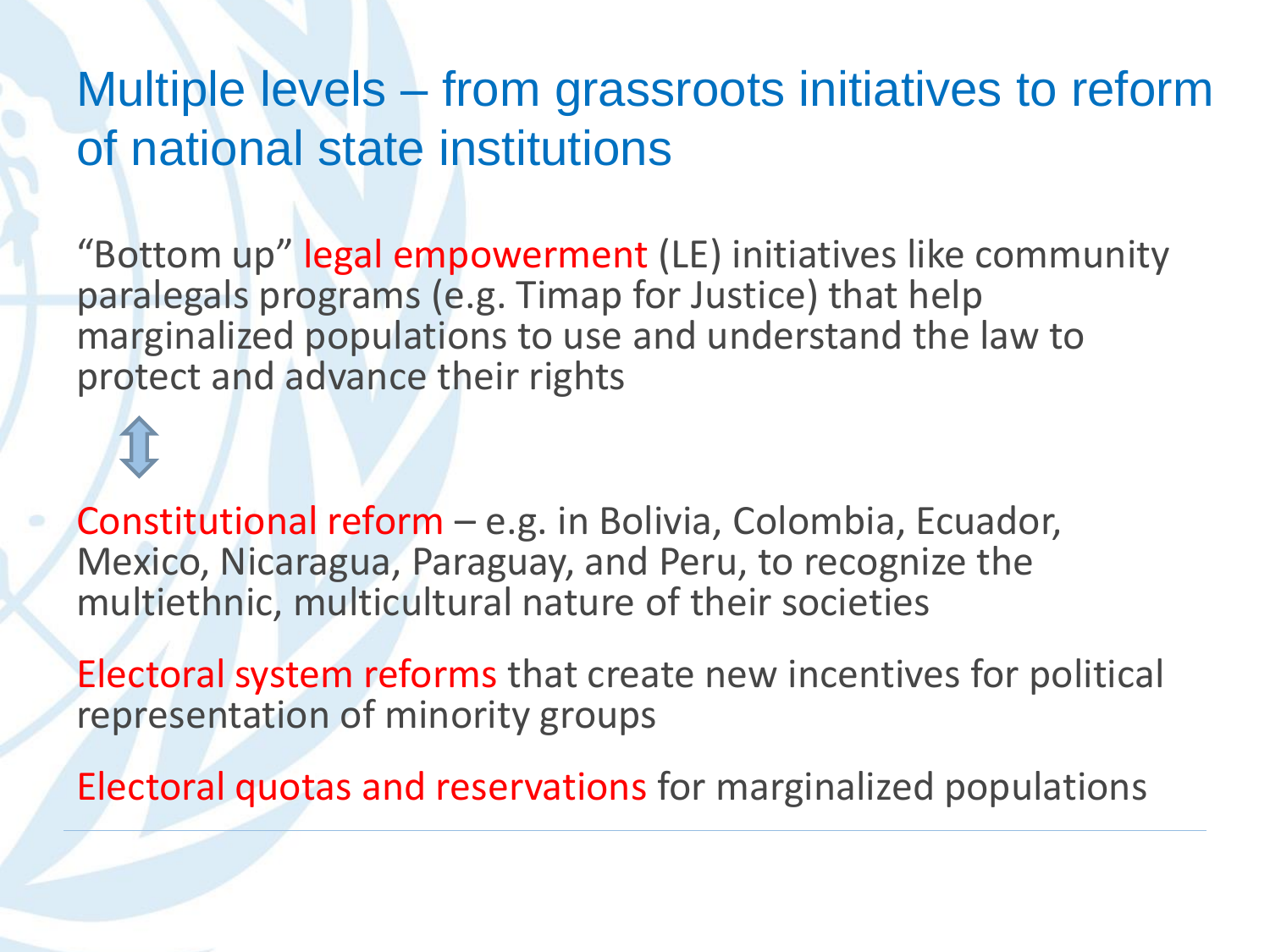# Multiple levels – from grassroots initiatives to reform of national state institutions

"Bottom up" legal empowerment (LE) initiatives like community paralegals programs (e.g. Timap for Justice) that help marginalized populations to use and understand the law to protect and advance their rights

⇕

Constitutional reform – e.g. in Bolivia, Colombia, Ecuador, Mexico, Nicaragua, Paraguay, and Peru, to recognize the multiethnic, multicultural nature of their societies

Electoral system reforms that create new incentives for political representation of minority groups

Electoral quotas and reservations for marginalized populations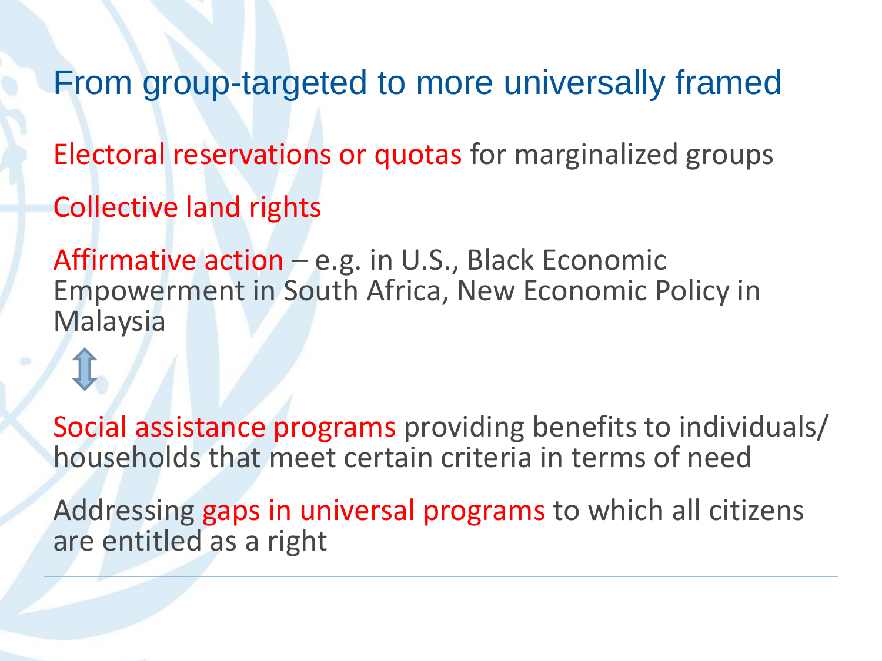# From group-targeted to more universally framed

Electoral reservations or quotas for marginalized groups

Collective land rights

Affirmative action – e.g. in U.S., Black Economic Empowerment in South Africa, New Economic Policy in Malaysia

⇕

Social assistance programs providing benefits to individuals/ households that meet certain criteria in terms of need

Addressing gaps in universal programs to which all citizens are entitled as a right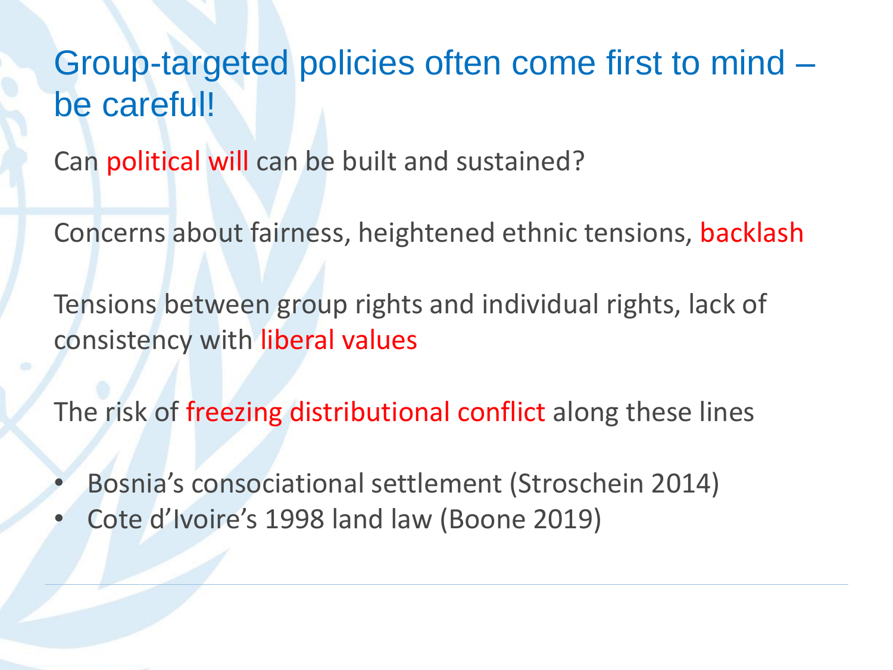# Group-targeted policies often come first to mind – be careful!

Can political will can be built and sustained?

Concerns about fairness, heightened ethnic tensions, backlash

Tensions between group rights and individual rights, lack of consistency with liberal values

The risk of freezing distributional conflict along these lines

- Bosnia's consociational settlement (Stroschein 2014)
- Cote d'Ivoire's 1998 land law (Boone 2019)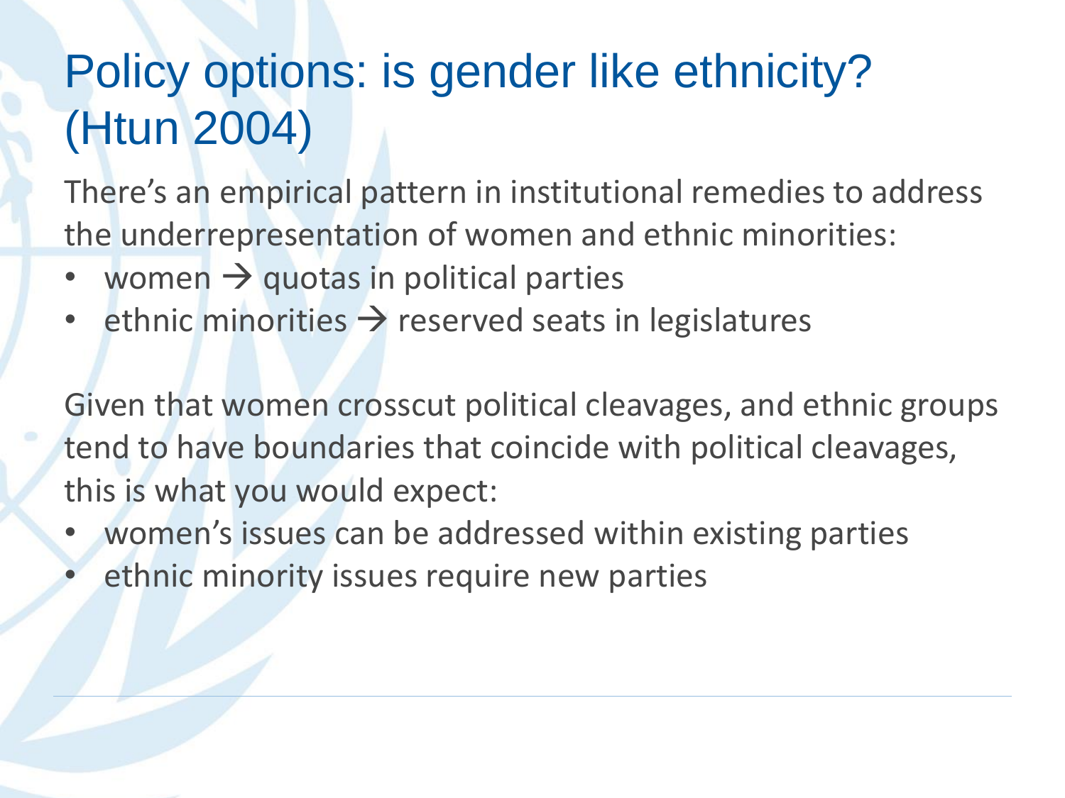# Policy options: is gender like ethnicity? (Htun 2004)

There's an empirical pattern in institutional remedies to address the underrepresentation of women and ethnic minorities:

- women → quotas in political parties
- ethnic minorities → reserved seats in legislatures

Given that women crosscut political cleavages, and ethnic groups tend to have boundaries that coincide with political cleavages, this is what you would expect:

- women's issues can be addressed within existing parties
- ethnic minority issues require new parties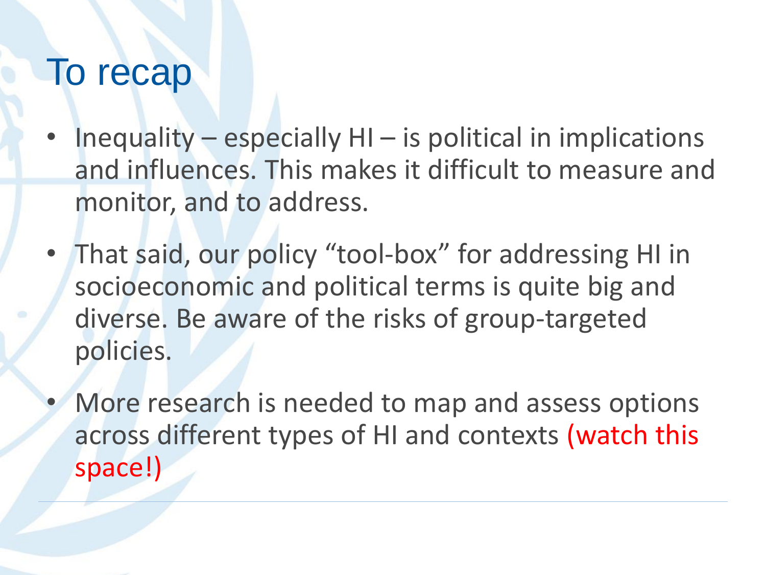# To recap

- Inequality – especially HI – is political in implications and influences. This makes it difficult to measure and monitor, and to address.
- That said, our policy “tool-box” for addressing HI in socioeconomic and political terms is quite big and diverse. Be aware of the risks of group-targeted policies.
- More research is needed to map and assess options across different types of HI and contexts (watch this space!)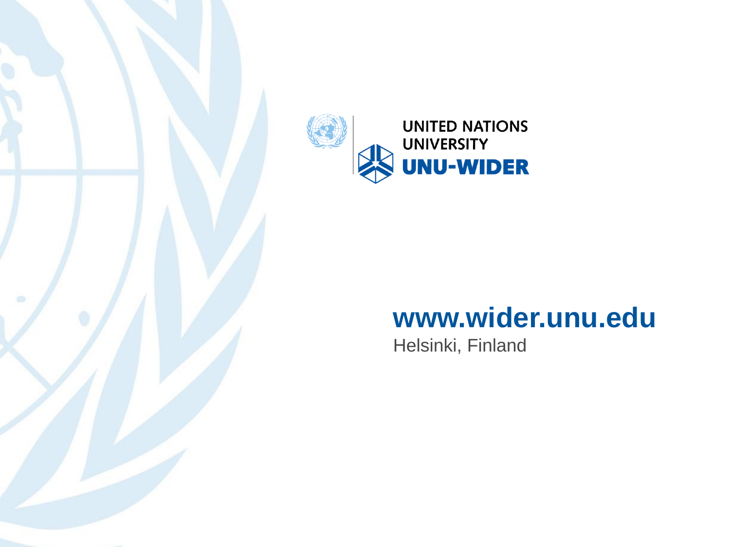UNITED NATIONS UNIVERSITY

UNU-WIDER

**www.wider.unu.edu**

Helsinki, Finland